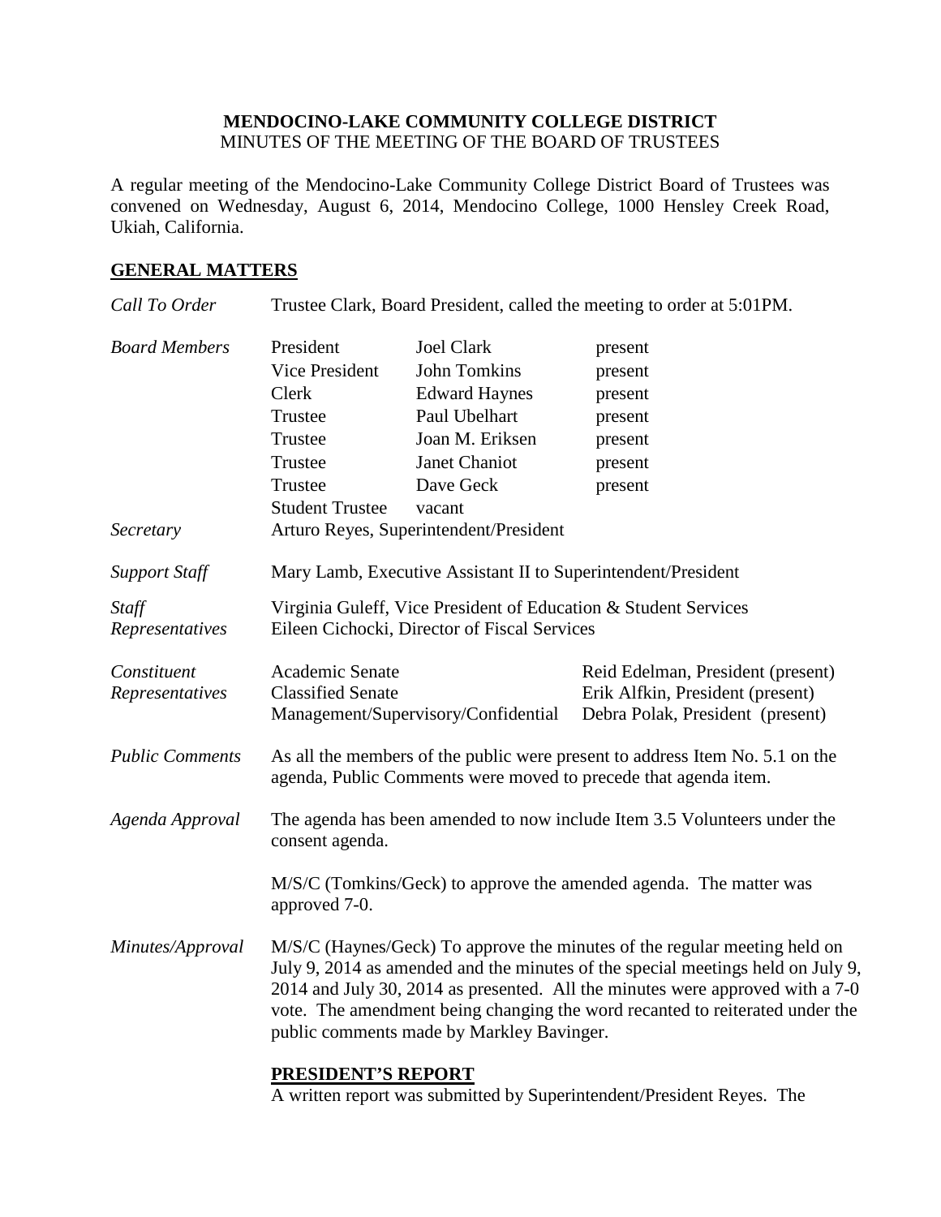**MENDOCINO-LAKE COMMUNITY COLLEGE DISTRICT**
MINUTES OF THE MEETING OF THE BOARD OF TRUSTEES

A regular meeting of the Mendocino-Lake Community College District Board of Trustees was convened on Wednesday, August 6, 2014, Mendocino College, 1000 Hensley Creek Road, Ukiah, California.

## GENERAL MATTERS

*Call To Order* Trustee Clark, Board President, called the meeting to order at 5:01PM.

*Board Members*

| | | |
|---|---|---|
| President | Joel Clark | present |
| Vice President | John Tomkins | present |
| Clerk | Edward Haynes | present |
| Trustee | Paul Ubelhart | present |
| Trustee | Joan M. Eriksen | present |
| Trustee | Janet Chaniot | present |
| Trustee | Dave Geck | present |
| Student Trustee | vacant | |

*Secretary* Arturo Reyes, Superintendent/President

*Support Staff* Mary Lamb, Executive Assistant II to Superintendent/President

*Staff Representatives* Virginia Guleff, Vice President of Education & Student Services
Eileen Cichocki, Director of Fiscal Services

*Constituent Representatives*

| | |
|---|---|
| Academic Senate | Reid Edelman, President (present) |
| Classified Senate | Erik Alfkin, President (present) |
| Management/Supervisory/Confidential | Debra Polak, President (present) |

*Public Comments* As all the members of the public were present to address Item No. 5.1 on the agenda, Public Comments were moved to precede that agenda item.

*Agenda Approval* The agenda has been amended to now include Item 3.5 Volunteers under the consent agenda.

M/S/C (Tomkins/Geck) to approve the amended agenda. The matter was approved 7-0.

*Minutes/Approval* M/S/C (Haynes/Geck) To approve the minutes of the regular meeting held on July 9, 2014 as amended and the minutes of the special meetings held on July 9, 2014 and July 30, 2014 as presented. All the minutes were approved with a 7-0 vote. The amendment being changing the word recanted to reiterated under the public comments made by Markley Bavinger.

## PRESIDENT'S REPORT

A written report was submitted by Superintendent/President Reyes. The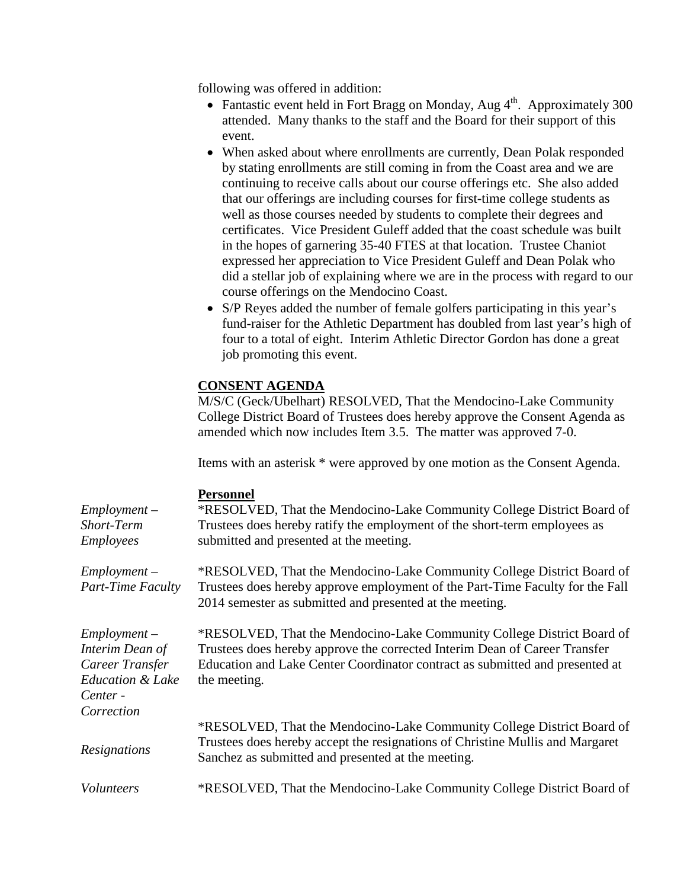following was offered in addition:

- Fantastic event held in Fort Bragg on Monday, Aug 4th. Approximately 300 attended. Many thanks to the staff and the Board for their support of this event.
- When asked about where enrollments are currently, Dean Polak responded by stating enrollments are still coming in from the Coast area and we are continuing to receive calls about our course offerings etc. She also added that our offerings are including courses for first-time college students as well as those courses needed by students to complete their degrees and certificates. Vice President Guleff added that the coast schedule was built in the hopes of garnering 35-40 FTES at that location. Trustee Chaniot expressed her appreciation to Vice President Guleff and Dean Polak who did a stellar job of explaining where we are in the process with regard to our course offerings on the Mendocino Coast.
- S/P Reyes added the number of female golfers participating in this year's fund-raiser for the Athletic Department has doubled from last year's high of four to a total of eight. Interim Athletic Director Gordon has done a great job promoting this event.

**CONSENT AGENDA**

M/S/C (Geck/Ubelhart) RESOLVED, That the Mendocino-Lake Community College District Board of Trustees does hereby approve the Consent Agenda as amended which now includes Item 3.5. The matter was approved 7-0.

Items with an asterisk * were approved by one motion as the Consent Agenda.

**Personnel**

*Employment – Short-Term Employees*

*RESOLVED, That the Mendocino-Lake Community College District Board of Trustees does hereby ratify the employment of the short-term employees as submitted and presented at the meeting.

*Employment – Part-Time Faculty*

*RESOLVED, That the Mendocino-Lake Community College District Board of Trustees does hereby approve employment of the Part-Time Faculty for the Fall 2014 semester as submitted and presented at the meeting.

*Employment – Interim Dean of Career Transfer Education & Lake Center - Correction*

*RESOLVED, That the Mendocino-Lake Community College District Board of Trustees does hereby approve the corrected Interim Dean of Career Transfer Education and Lake Center Coordinator contract as submitted and presented at the meeting.

*Resignations*

*RESOLVED, That the Mendocino-Lake Community College District Board of Trustees does hereby accept the resignations of Christine Mullis and Margaret Sanchez as submitted and presented at the meeting.

*Volunteers*

*RESOLVED, That the Mendocino-Lake Community College District Board of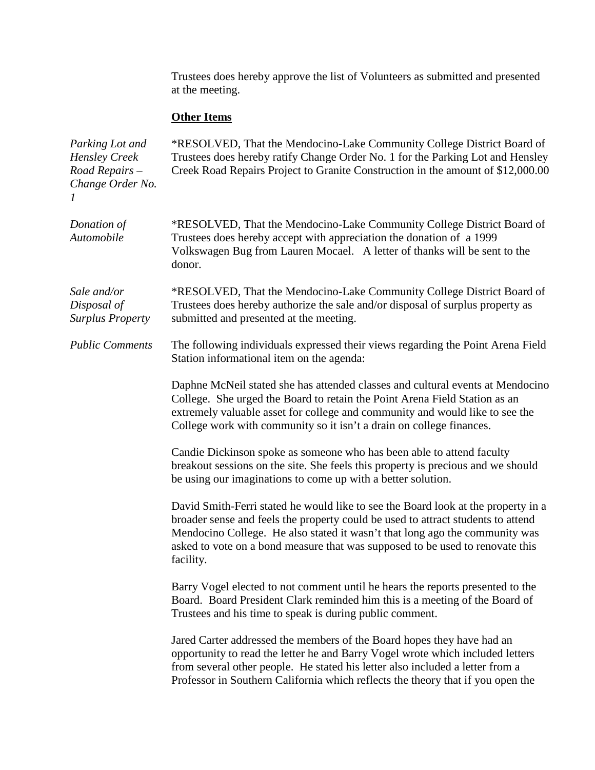Trustees does hereby approve the list of Volunteers as submitted and presented at the meeting.

**Other Items**

*Parking Lot and Hensley Creek Road Repairs – Change Order No. 1*

*RESOLVED, That the Mendocino-Lake Community College District Board of Trustees does hereby ratify Change Order No. 1 for the Parking Lot and Hensley Creek Road Repairs Project to Granite Construction in the amount of $12,000.00

*Donation of Automobile*

*RESOLVED, That the Mendocino-Lake Community College District Board of Trustees does hereby accept with appreciation the donation of a 1999 Volkswagen Bug from Lauren Mocael. A letter of thanks will be sent to the donor.

*Sale and/or Disposal of Surplus Property*

*RESOLVED, That the Mendocino-Lake Community College District Board of Trustees does hereby authorize the sale and/or disposal of surplus property as submitted and presented at the meeting.

*Public Comments*

The following individuals expressed their views regarding the Point Arena Field Station informational item on the agenda:

Daphne McNeil stated she has attended classes and cultural events at Mendocino College. She urged the Board to retain the Point Arena Field Station as an extremely valuable asset for college and community and would like to see the College work with community so it isn't a drain on college finances.

Candie Dickinson spoke as someone who has been able to attend faculty breakout sessions on the site. She feels this property is precious and we should be using our imaginations to come up with a better solution.

David Smith-Ferri stated he would like to see the Board look at the property in a broader sense and feels the property could be used to attract students to attend Mendocino College. He also stated it wasn't that long ago the community was asked to vote on a bond measure that was supposed to be used to renovate this facility.

Barry Vogel elected to not comment until he hears the reports presented to the Board. Board President Clark reminded him this is a meeting of the Board of Trustees and his time to speak is during public comment.

Jared Carter addressed the members of the Board hopes they have had an opportunity to read the letter he and Barry Vogel wrote which included letters from several other people. He stated his letter also included a letter from a Professor in Southern California which reflects the theory that if you open the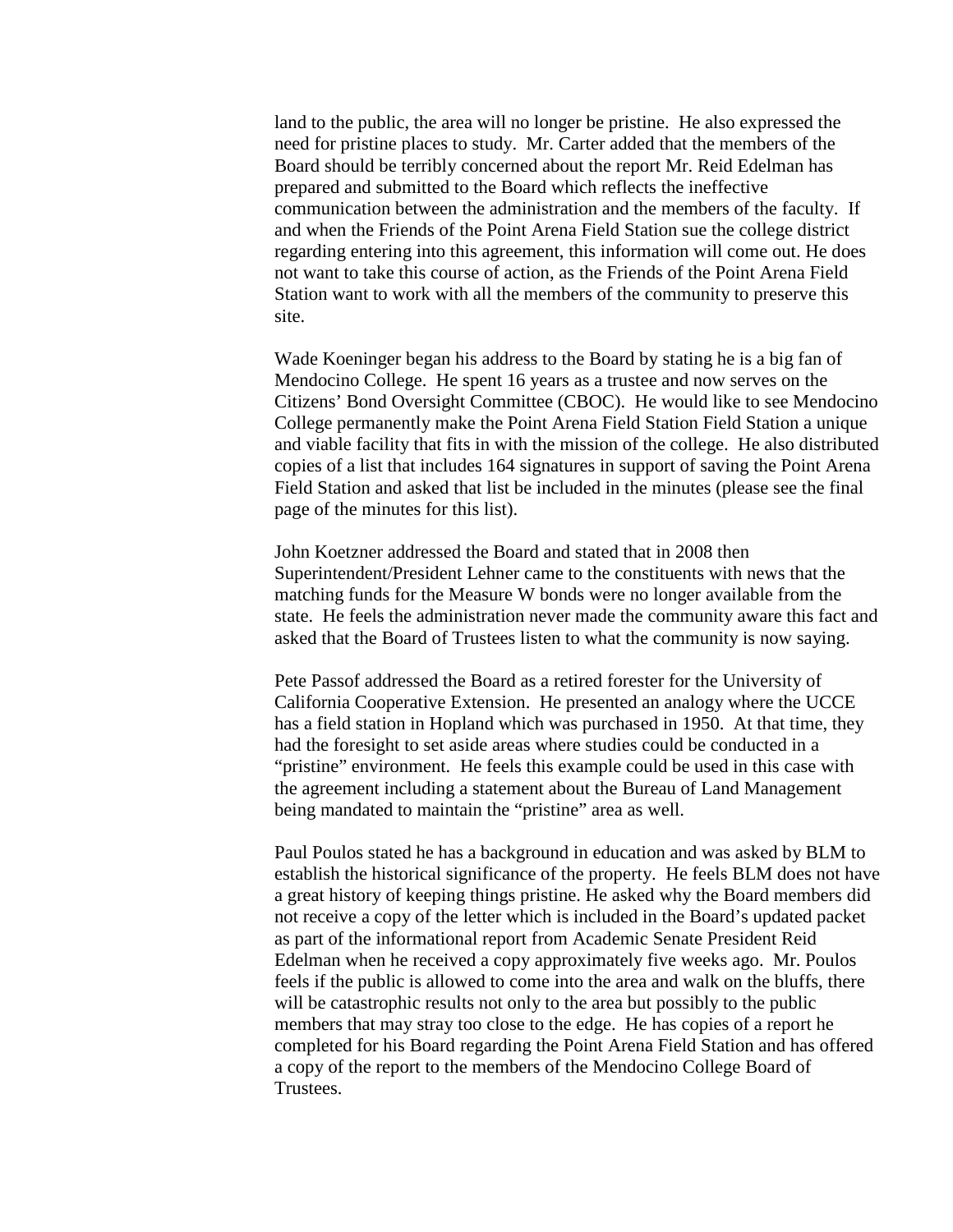land to the public, the area will no longer be pristine. He also expressed the need for pristine places to study. Mr. Carter added that the members of the Board should be terribly concerned about the report Mr. Reid Edelman has prepared and submitted to the Board which reflects the ineffective communication between the administration and the members of the faculty. If and when the Friends of the Point Arena Field Station sue the college district regarding entering into this agreement, this information will come out. He does not want to take this course of action, as the Friends of the Point Arena Field Station want to work with all the members of the community to preserve this site.

Wade Koeninger began his address to the Board by stating he is a big fan of Mendocino College. He spent 16 years as a trustee and now serves on the Citizens' Bond Oversight Committee (CBOC). He would like to see Mendocino College permanently make the Point Arena Field Station Field Station a unique and viable facility that fits in with the mission of the college. He also distributed copies of a list that includes 164 signatures in support of saving the Point Arena Field Station and asked that list be included in the minutes (please see the final page of the minutes for this list).

John Koetzner addressed the Board and stated that in 2008 then Superintendent/President Lehner came to the constituents with news that the matching funds for the Measure W bonds were no longer available from the state. He feels the administration never made the community aware this fact and asked that the Board of Trustees listen to what the community is now saying.

Pete Passof addressed the Board as a retired forester for the University of California Cooperative Extension. He presented an analogy where the UCCE has a field station in Hopland which was purchased in 1950. At that time, they had the foresight to set aside areas where studies could be conducted in a "pristine" environment. He feels this example could be used in this case with the agreement including a statement about the Bureau of Land Management being mandated to maintain the "pristine" area as well.

Paul Poulos stated he has a background in education and was asked by BLM to establish the historical significance of the property. He feels BLM does not have a great history of keeping things pristine. He asked why the Board members did not receive a copy of the letter which is included in the Board's updated packet as part of the informational report from Academic Senate President Reid Edelman when he received a copy approximately five weeks ago. Mr. Poulos feels if the public is allowed to come into the area and walk on the bluffs, there will be catastrophic results not only to the area but possibly to the public members that may stray too close to the edge. He has copies of a report he completed for his Board regarding the Point Arena Field Station and has offered a copy of the report to the members of the Mendocino College Board of Trustees.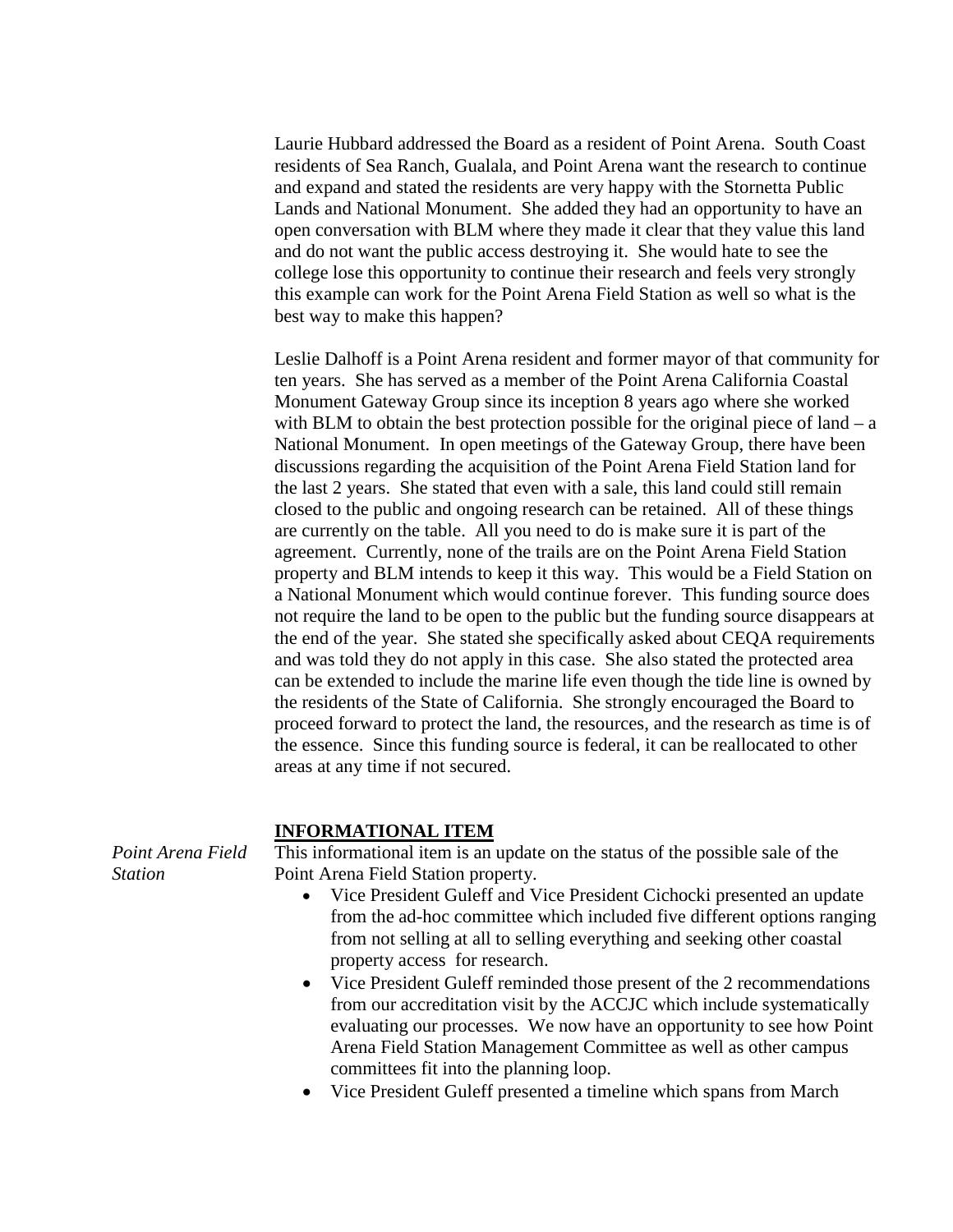Laurie Hubbard addressed the Board as a resident of Point Arena. South Coast residents of Sea Ranch, Gualala, and Point Arena want the research to continue and expand and stated the residents are very happy with the Stornetta Public Lands and National Monument. She added they had an opportunity to have an open conversation with BLM where they made it clear that they value this land and do not want the public access destroying it. She would hate to see the college lose this opportunity to continue their research and feels very strongly this example can work for the Point Arena Field Station as well so what is the best way to make this happen?

Leslie Dalhoff is a Point Arena resident and former mayor of that community for ten years. She has served as a member of the Point Arena California Coastal Monument Gateway Group since its inception 8 years ago where she worked with BLM to obtain the best protection possible for the original piece of land – a National Monument. In open meetings of the Gateway Group, there have been discussions regarding the acquisition of the Point Arena Field Station land for the last 2 years. She stated that even with a sale, this land could still remain closed to the public and ongoing research can be retained. All of these things are currently on the table. All you need to do is make sure it is part of the agreement. Currently, none of the trails are on the Point Arena Field Station property and BLM intends to keep it this way. This would be a Field Station on a National Monument which would continue forever. This funding source does not require the land to be open to the public but the funding source disappears at the end of the year. She stated she specifically asked about CEQA requirements and was told they do not apply in this case. She also stated the protected area can be extended to include the marine life even though the tide line is owned by the residents of the State of California. She strongly encouraged the Board to proceed forward to protect the land, the resources, and the research as time is of the essence. Since this funding source is federal, it can be reallocated to other areas at any time if not secured.

## INFORMATIONAL ITEM

*Point Arena Field Station*

This informational item is an update on the status of the possible sale of the Point Arena Field Station property.

- Vice President Guleff and Vice President Cichocki presented an update from the ad-hoc committee which included five different options ranging from not selling at all to selling everything and seeking other coastal property access for research.
- Vice President Guleff reminded those present of the 2 recommendations from our accreditation visit by the ACCJC which include systematically evaluating our processes. We now have an opportunity to see how Point Arena Field Station Management Committee as well as other campus committees fit into the planning loop.
- Vice President Guleff presented a timeline which spans from March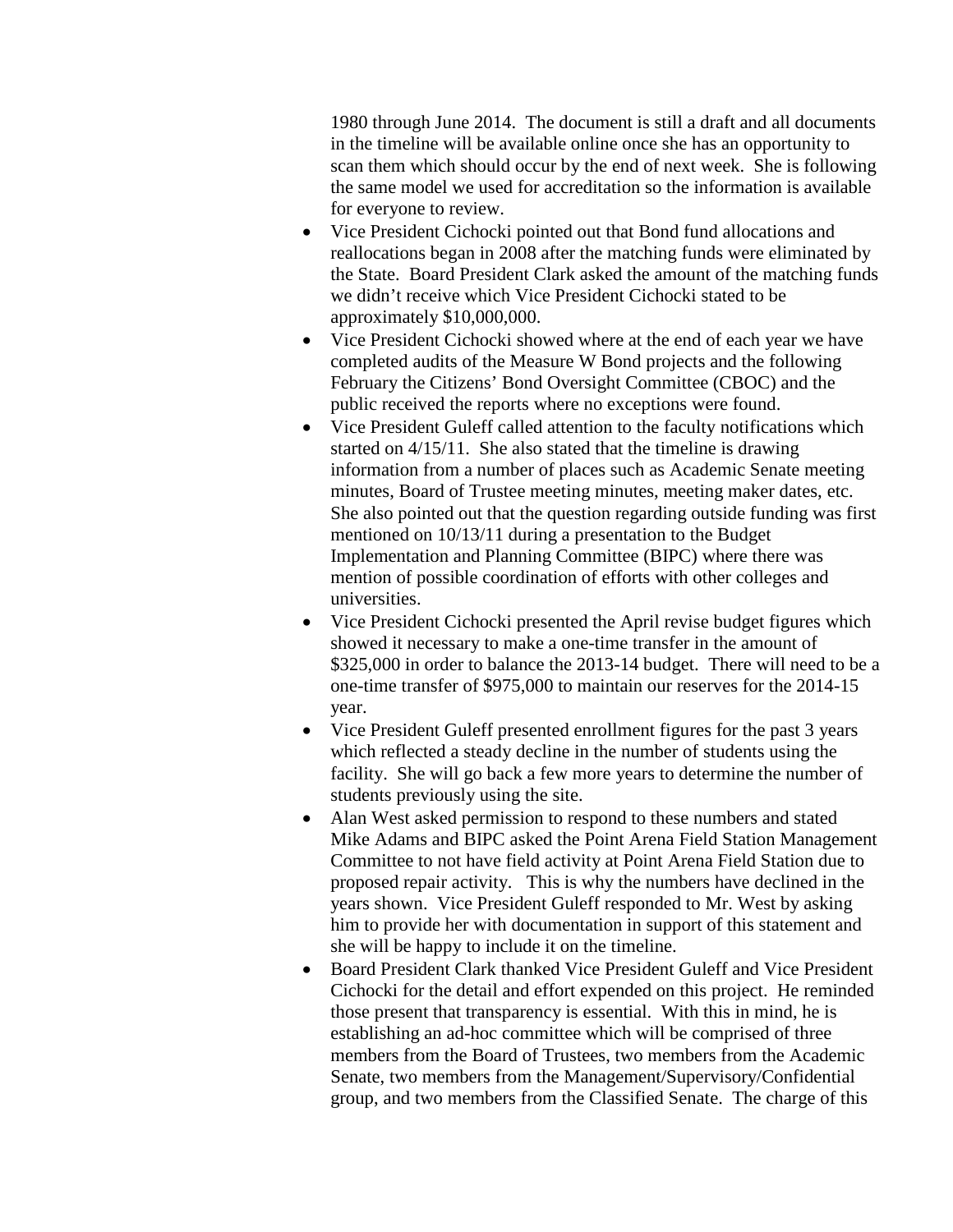1980 through June 2014. The document is still a draft and all documents in the timeline will be available online once she has an opportunity to scan them which should occur by the end of next week. She is following the same model we used for accreditation so the information is available for everyone to review.

- Vice President Cichocki pointed out that Bond fund allocations and reallocations began in 2008 after the matching funds were eliminated by the State. Board President Clark asked the amount of the matching funds we didn't receive which Vice President Cichocki stated to be approximately $10,000,000.
- Vice President Cichocki showed where at the end of each year we have completed audits of the Measure W Bond projects and the following February the Citizens' Bond Oversight Committee (CBOC) and the public received the reports where no exceptions were found.
- Vice President Guleff called attention to the faculty notifications which started on 4/15/11. She also stated that the timeline is drawing information from a number of places such as Academic Senate meeting minutes, Board of Trustee meeting minutes, meeting maker dates, etc. She also pointed out that the question regarding outside funding was first mentioned on 10/13/11 during a presentation to the Budget Implementation and Planning Committee (BIPC) where there was mention of possible coordination of efforts with other colleges and universities.
- Vice President Cichocki presented the April revise budget figures which showed it necessary to make a one-time transfer in the amount of $325,000 in order to balance the 2013-14 budget. There will need to be a one-time transfer of $975,000 to maintain our reserves for the 2014-15 year.
- Vice President Guleff presented enrollment figures for the past 3 years which reflected a steady decline in the number of students using the facility. She will go back a few more years to determine the number of students previously using the site.
- Alan West asked permission to respond to these numbers and stated Mike Adams and BIPC asked the Point Arena Field Station Management Committee to not have field activity at Point Arena Field Station due to proposed repair activity. This is why the numbers have declined in the years shown. Vice President Guleff responded to Mr. West by asking him to provide her with documentation in support of this statement and she will be happy to include it on the timeline.
- Board President Clark thanked Vice President Guleff and Vice President Cichocki for the detail and effort expended on this project. He reminded those present that transparency is essential. With this in mind, he is establishing an ad-hoc committee which will be comprised of three members from the Board of Trustees, two members from the Academic Senate, two members from the Management/Supervisory/Confidential group, and two members from the Classified Senate. The charge of this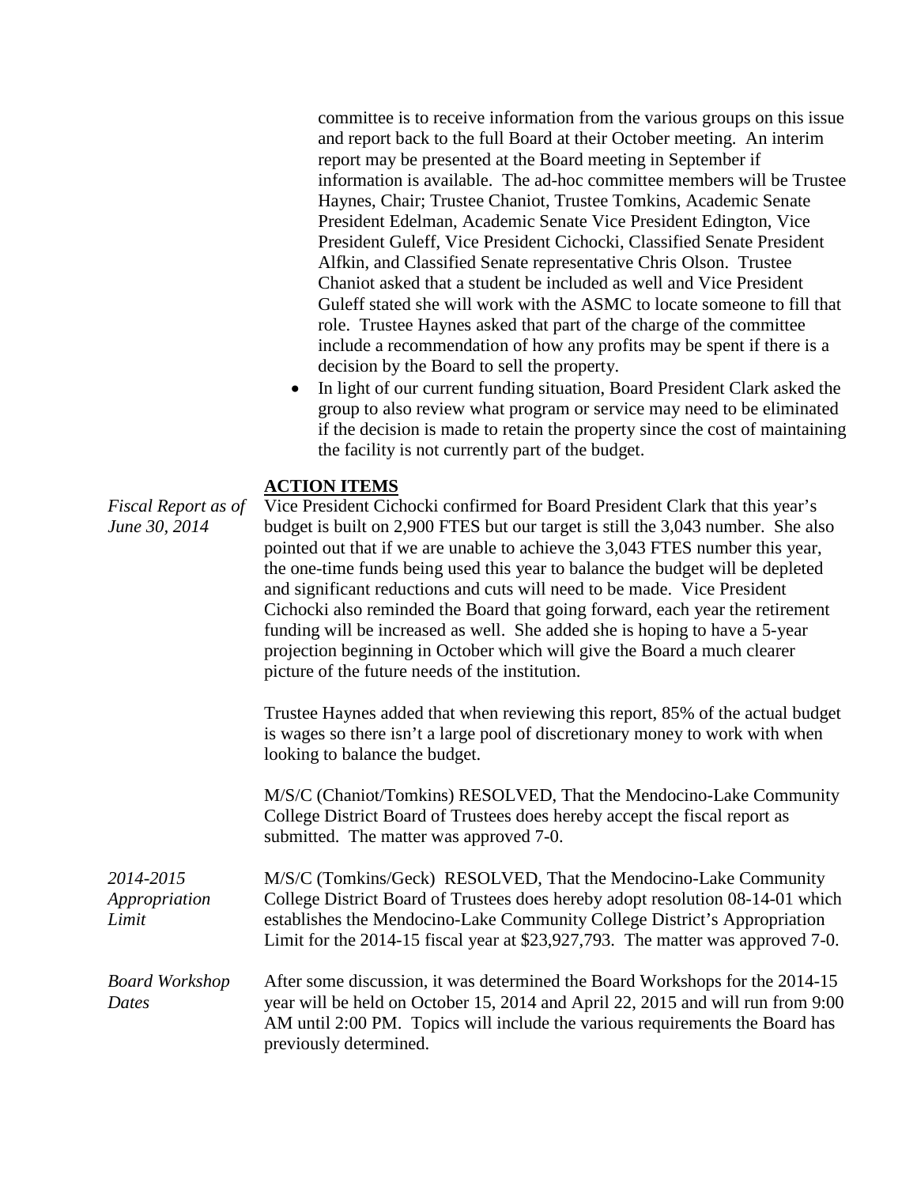committee is to receive information from the various groups on this issue and report back to the full Board at their October meeting. An interim report may be presented at the Board meeting in September if information is available. The ad-hoc committee members will be Trustee Haynes, Chair; Trustee Chaniot, Trustee Tomkins, Academic Senate President Edelman, Academic Senate Vice President Edington, Vice President Guleff, Vice President Cichocki, Classified Senate President Alfkin, and Classified Senate representative Chris Olson. Trustee Chaniot asked that a student be included as well and Vice President Guleff stated she will work with the ASMC to locate someone to fill that role. Trustee Haynes asked that part of the charge of the committee include a recommendation of how any profits may be spent if there is a decision by the Board to sell the property.

- In light of our current funding situation, Board President Clark asked the group to also review what program or service may need to be eliminated if the decision is made to retain the property since the cost of maintaining the facility is not currently part of the budget.

## ACTION ITEMS

*Fiscal Report as of June 30, 2014*

Vice President Cichocki confirmed for Board President Clark that this year's budget is built on 2,900 FTES but our target is still the 3,043 number. She also pointed out that if we are unable to achieve the 3,043 FTES number this year, the one-time funds being used this year to balance the budget will be depleted and significant reductions and cuts will need to be made. Vice President Cichocki also reminded the Board that going forward, each year the retirement funding will be increased as well. She added she is hoping to have a 5-year projection beginning in October which will give the Board a much clearer picture of the future needs of the institution.

Trustee Haynes added that when reviewing this report, 85% of the actual budget is wages so there isn't a large pool of discretionary money to work with when looking to balance the budget.

M/S/C (Chaniot/Tomkins) RESOLVED, That the Mendocino-Lake Community College District Board of Trustees does hereby accept the fiscal report as submitted. The matter was approved 7-0.

*2014-2015 Appropriation Limit*

M/S/C (Tomkins/Geck) RESOLVED, That the Mendocino-Lake Community College District Board of Trustees does hereby adopt resolution 08-14-01 which establishes the Mendocino-Lake Community College District's Appropriation Limit for the 2014-15 fiscal year at $23,927,793. The matter was approved 7-0.

*Board Workshop Dates*

After some discussion, it was determined the Board Workshops for the 2014-15 year will be held on October 15, 2014 and April 22, 2015 and will run from 9:00 AM until 2:00 PM. Topics will include the various requirements the Board has previously determined.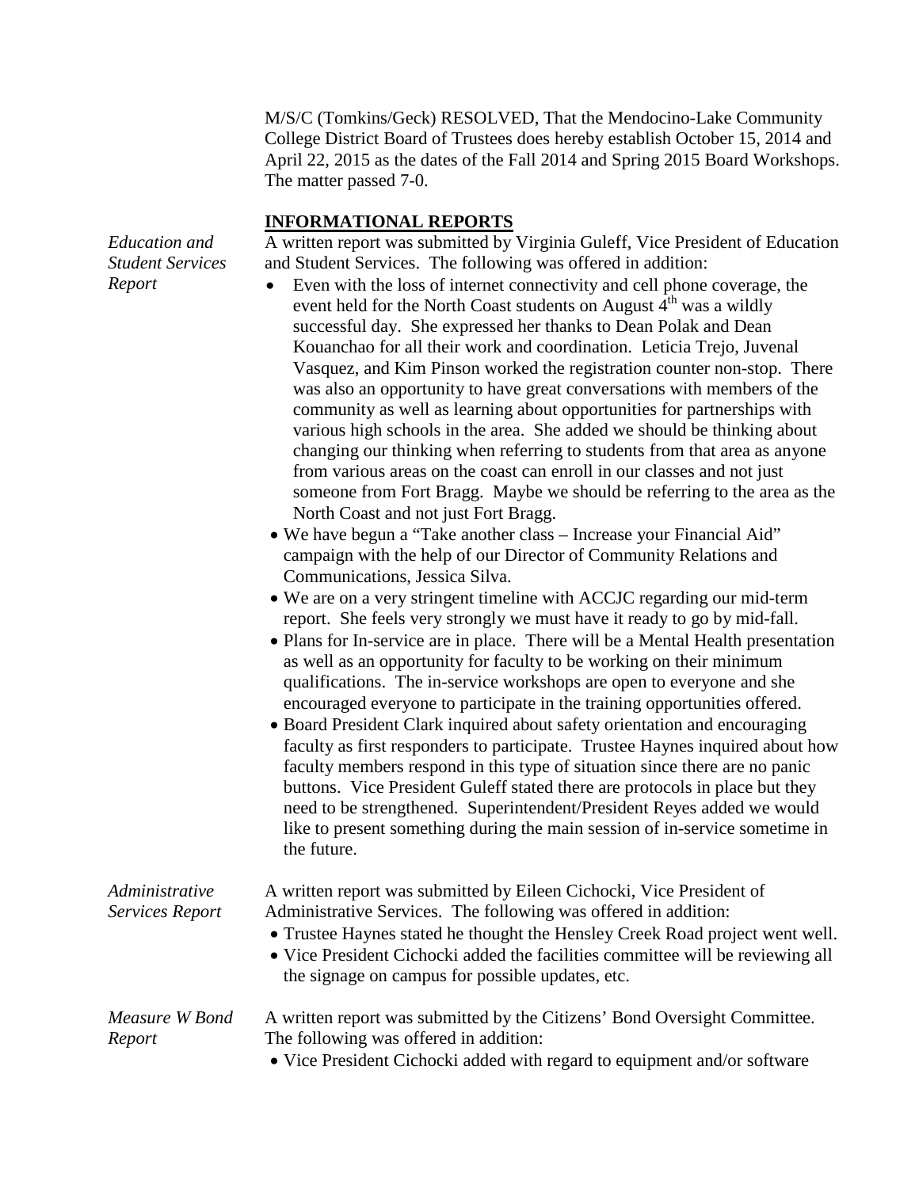M/S/C (Tomkins/Geck) RESOLVED, That the Mendocino-Lake Community College District Board of Trustees does hereby establish October 15, 2014 and April 22, 2015 as the dates of the Fall 2014 and Spring 2015 Board Workshops. The matter passed 7-0.

## INFORMATIONAL REPORTS

*Education and Student Services Report*

A written report was submitted by Virginia Guleff, Vice President of Education and Student Services. The following was offered in addition:

- Even with the loss of internet connectivity and cell phone coverage, the event held for the North Coast students on August 4th was a wildly successful day. She expressed her thanks to Dean Polak and Dean Kouanchao for all their work and coordination. Leticia Trejo, Juvenal Vasquez, and Kim Pinson worked the registration counter non-stop. There was also an opportunity to have great conversations with members of the community as well as learning about opportunities for partnerships with various high schools in the area. She added we should be thinking about changing our thinking when referring to students from that area as anyone from various areas on the coast can enroll in our classes and not just someone from Fort Bragg. Maybe we should be referring to the area as the North Coast and not just Fort Bragg.
- We have begun a "Take another class – Increase your Financial Aid" campaign with the help of our Director of Community Relations and Communications, Jessica Silva.
- We are on a very stringent timeline with ACCJC regarding our mid-term report. She feels very strongly we must have it ready to go by mid-fall.
- Plans for In-service are in place. There will be a Mental Health presentation as well as an opportunity for faculty to be working on their minimum qualifications. The in-service workshops are open to everyone and she encouraged everyone to participate in the training opportunities offered.
- Board President Clark inquired about safety orientation and encouraging faculty as first responders to participate. Trustee Haynes inquired about how faculty members respond in this type of situation since there are no panic buttons. Vice President Guleff stated there are protocols in place but they need to be strengthened. Superintendent/President Reyes added we would like to present something during the main session of in-service sometime in the future.

*Administrative Services Report*

A written report was submitted by Eileen Cichocki, Vice President of Administrative Services. The following was offered in addition:

- Trustee Haynes stated he thought the Hensley Creek Road project went well.
- Vice President Cichocki added the facilities committee will be reviewing all the signage on campus for possible updates, etc.

*Measure W Bond Report*

A written report was submitted by the Citizens' Bond Oversight Committee. The following was offered in addition:

- Vice President Cichocki added with regard to equipment and/or software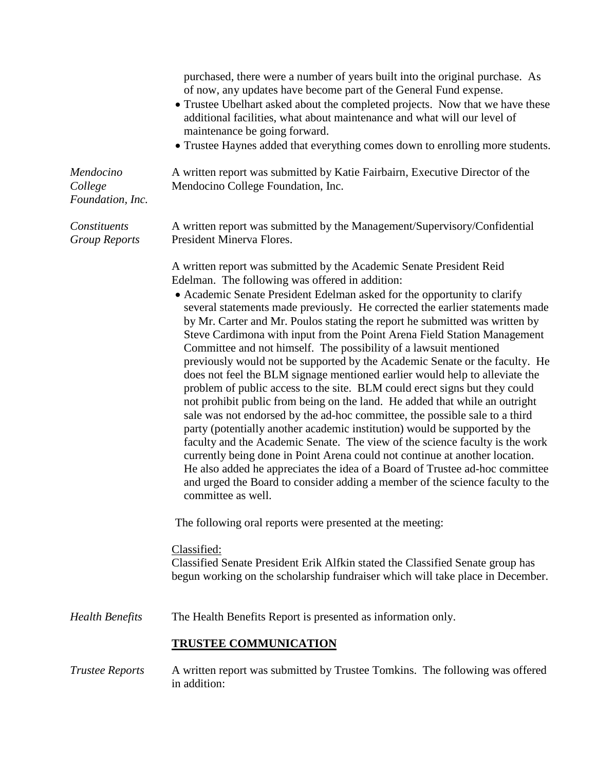purchased, there were a number of years built into the original purchase. As of now, any updates have become part of the General Fund expense.

- Trustee Ubelhart asked about the completed projects. Now that we have these additional facilities, what about maintenance and what will our level of maintenance be going forward.
- Trustee Haynes added that everything comes down to enrolling more students.

*Mendocino College Foundation, Inc.*

A written report was submitted by Katie Fairbairn, Executive Director of the Mendocino College Foundation, Inc.

*Constituents Group Reports*

A written report was submitted by the Management/Supervisory/Confidential President Minerva Flores.

A written report was submitted by the Academic Senate President Reid Edelman. The following was offered in addition:

- Academic Senate President Edelman asked for the opportunity to clarify several statements made previously. He corrected the earlier statements made by Mr. Carter and Mr. Poulos stating the report he submitted was written by Steve Cardimona with input from the Point Arena Field Station Management Committee and not himself. The possibility of a lawsuit mentioned previously would not be supported by the Academic Senate or the faculty. He does not feel the BLM signage mentioned earlier would help to alleviate the problem of public access to the site. BLM could erect signs but they could not prohibit public from being on the land. He added that while an outright sale was not endorsed by the ad-hoc committee, the possible sale to a third party (potentially another academic institution) would be supported by the faculty and the Academic Senate. The view of the science faculty is the work currently being done in Point Arena could not continue at another location. He also added he appreciates the idea of a Board of Trustee ad-hoc committee and urged the Board to consider adding a member of the science faculty to the committee as well.

The following oral reports were presented at the meeting:

Classified:
Classified Senate President Erik Alfkin stated the Classified Senate group has begun working on the scholarship fundraiser which will take place in December.

*Health Benefits*

The Health Benefits Report is presented as information only.

## TRUSTEE COMMUNICATION

*Trustee Reports*

A written report was submitted by Trustee Tomkins. The following was offered in addition: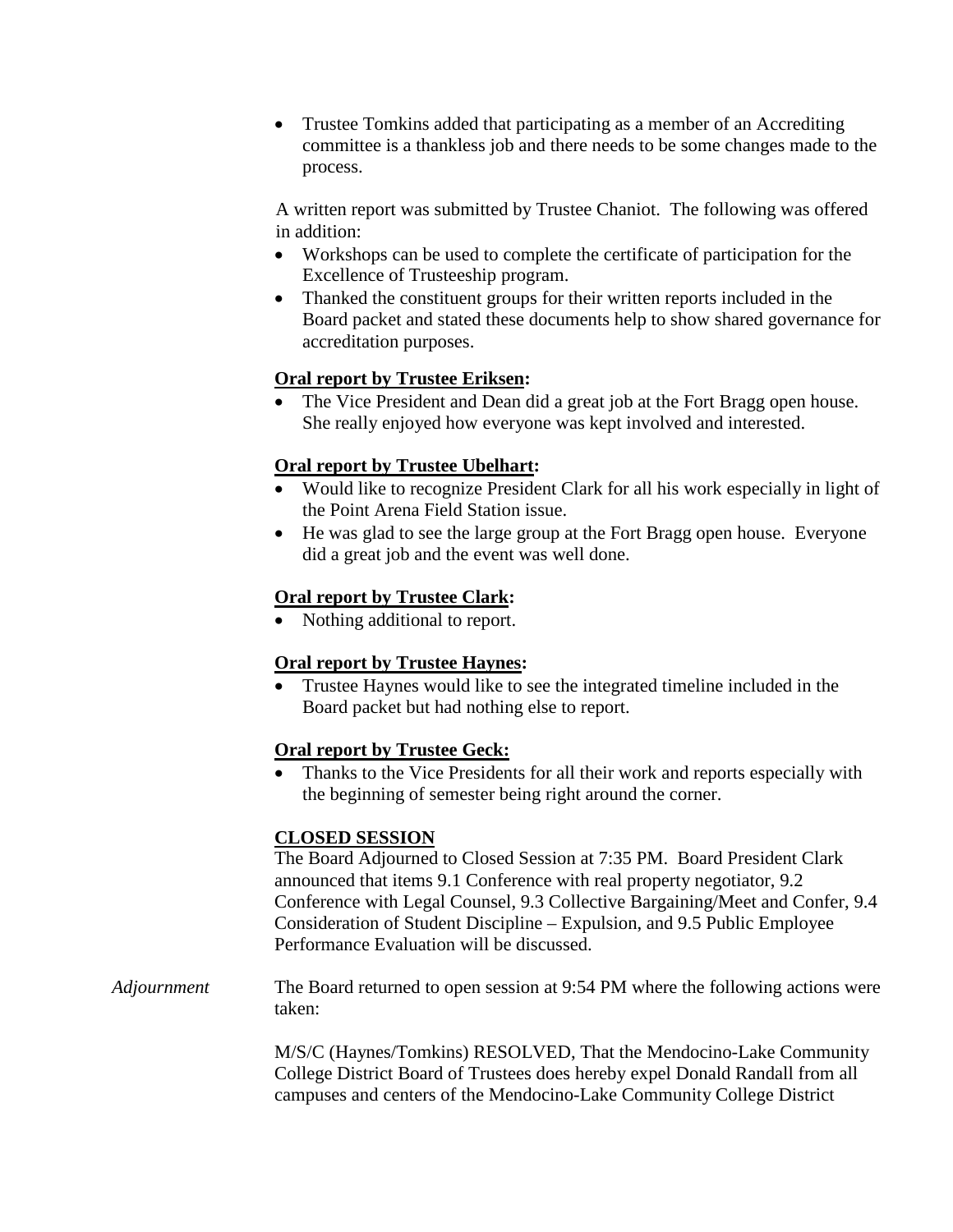- Trustee Tomkins added that participating as a member of an Accrediting committee is a thankless job and there needs to be some changes made to the process.

A written report was submitted by Trustee Chaniot. The following was offered in addition:

- Workshops can be used to complete the certificate of participation for the Excellence of Trusteeship program.
- Thanked the constituent groups for their written reports included in the Board packet and stated these documents help to show shared governance for accreditation purposes.

**Oral report by Trustee Eriksen:**

- The Vice President and Dean did a great job at the Fort Bragg open house. She really enjoyed how everyone was kept involved and interested.

**Oral report by Trustee Ubelhart:**

- Would like to recognize President Clark for all his work especially in light of the Point Arena Field Station issue.
- He was glad to see the large group at the Fort Bragg open house. Everyone did a great job and the event was well done.

**Oral report by Trustee Clark:**

- Nothing additional to report.

**Oral report by Trustee Haynes:**

- Trustee Haynes would like to see the integrated timeline included in the Board packet but had nothing else to report.

**Oral report by Trustee Geck:**

- Thanks to the Vice Presidents for all their work and reports especially with the beginning of semester being right around the corner.

**CLOSED SESSION**

The Board Adjourned to Closed Session at 7:35 PM. Board President Clark announced that items 9.1 Conference with real property negotiator, 9.2 Conference with Legal Counsel, 9.3 Collective Bargaining/Meet and Confer, 9.4 Consideration of Student Discipline – Expulsion, and 9.5 Public Employee Performance Evaluation will be discussed.

*Adjournment*

The Board returned to open session at 9:54 PM where the following actions were taken:

M/S/C (Haynes/Tomkins) RESOLVED, That the Mendocino-Lake Community College District Board of Trustees does hereby expel Donald Randall from all campuses and centers of the Mendocino-Lake Community College District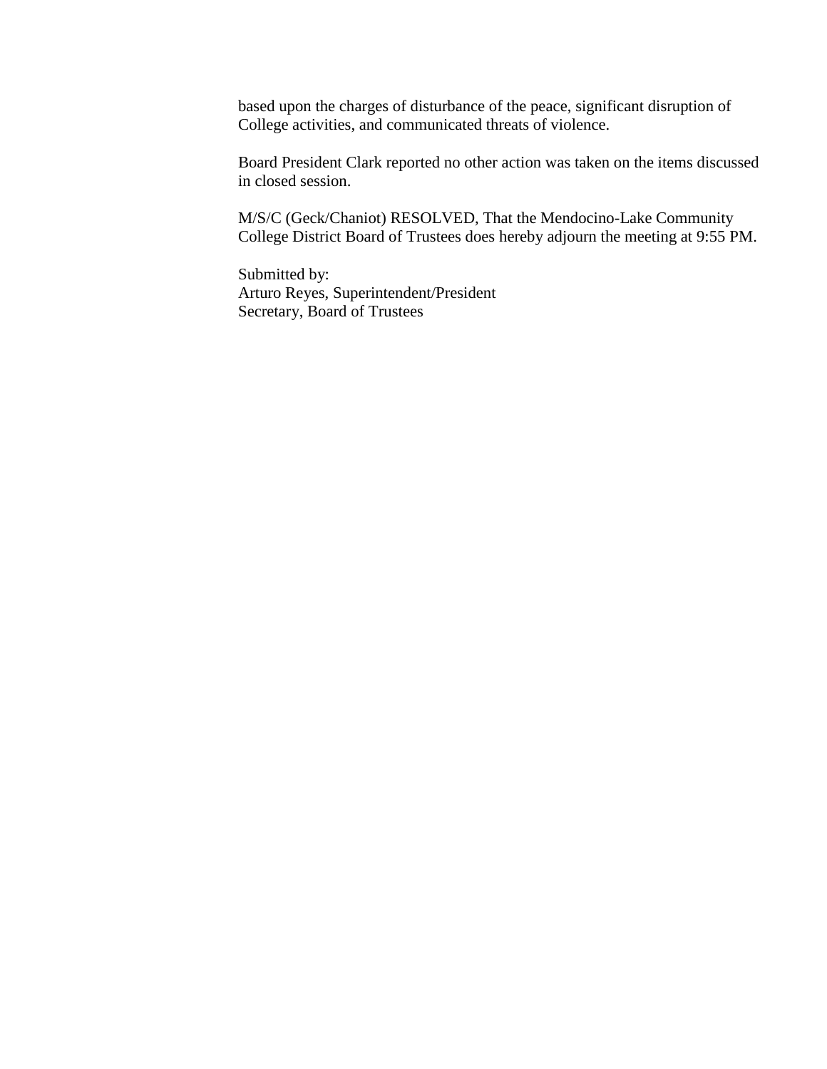based upon the charges of disturbance of the peace, significant disruption of College activities, and communicated threats of violence.

Board President Clark reported no other action was taken on the items discussed in closed session.

M/S/C (Geck/Chaniot) RESOLVED, That the Mendocino-Lake Community College District Board of Trustees does hereby adjourn the meeting at 9:55 PM.

Submitted by:
Arturo Reyes, Superintendent/President
Secretary, Board of Trustees